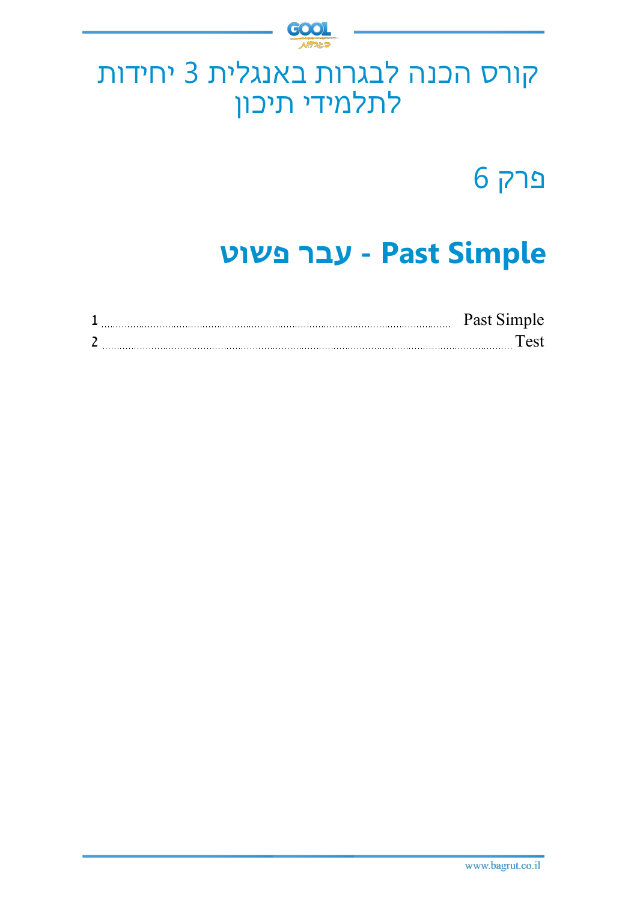# קורס הכנה לבגרות באנגלית 3 יחידות לתלמידי תיכון

## פרק 6

## Past Simple - עבר פשוט

| | |
|---|---|
| Past Simple | 1 |
| Test | 2 |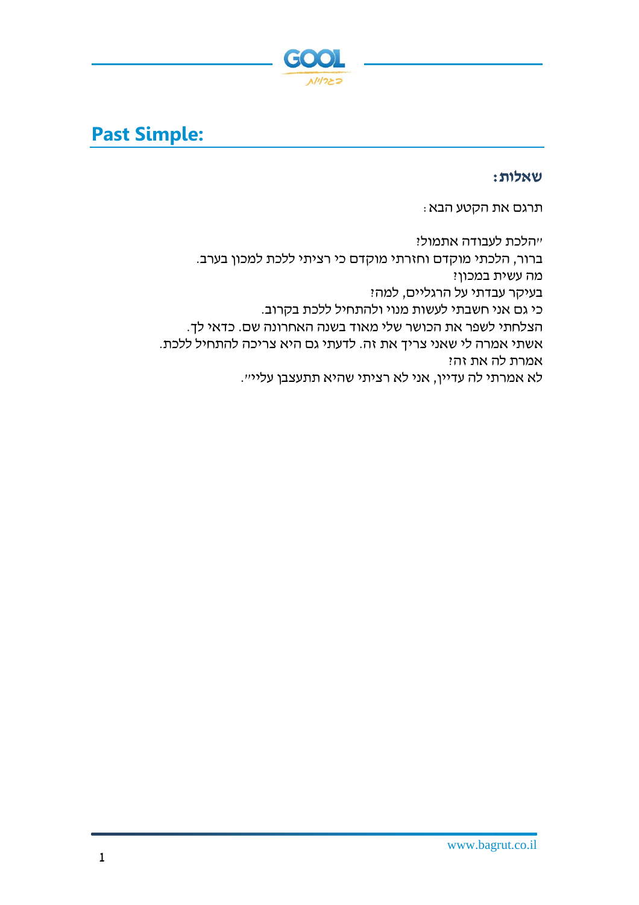## Past Simple:

**שאלות:**

תרגם את הקטע הבא:

"הלכת לעבודה אתמול?

ברור, הלכתי מוקדם וחזרתי מוקדם כי רציתי ללכת למכון בערב.

מה עשית במכון?

בעיקר עבדתי על הרגליים, למה?

כי גם אני חשבתי לעשות מנוי ולהתחיל ללכת בקרוב.

הצלחתי לשפר את הכושר שלי מאוד בשנה האחרונה שם. כדאי לך.

אשתי אמרה לי שאני צריך את זה. לדעתי גם היא צריכה להתחיל ללכת.

אמרת לה את זה?

לא אמרתי לה עדיין, אני לא רציתי שהיא תתעצבן עליי".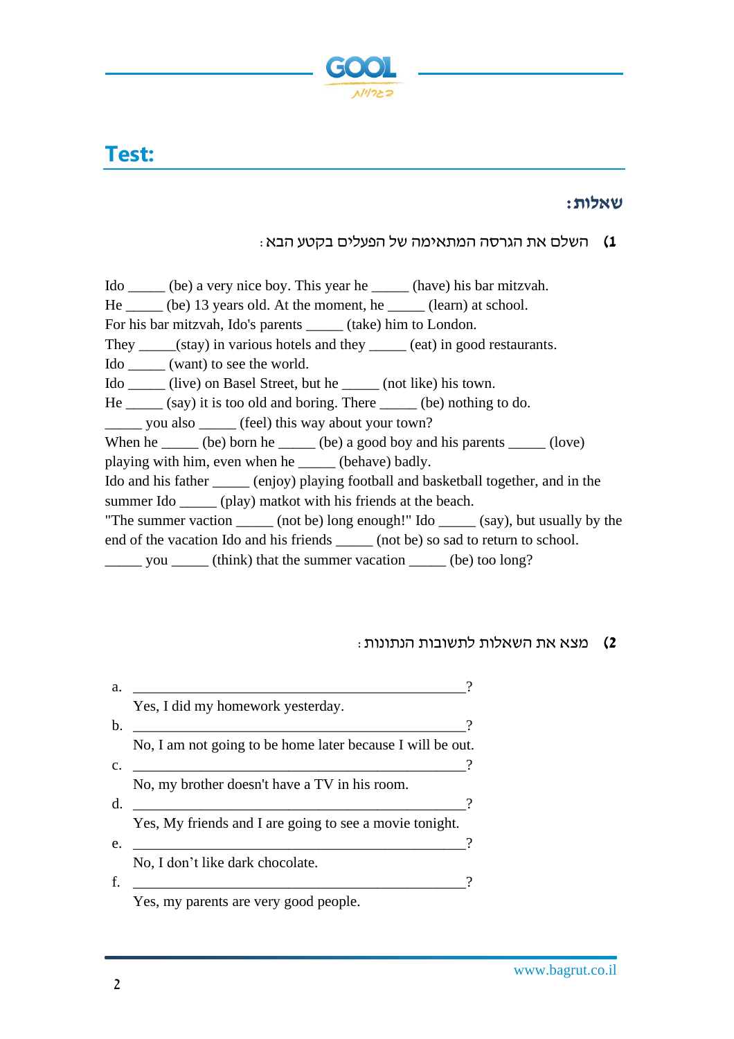## Test:

### שאלות:

**1)** השלם את הגרסה המתאימה של הפעלים בקטע הבא:

Ido _____ (be) a very nice boy. This year he _____ (have) his bar mitzvah.
He _____ (be) 13 years old. At the moment, he _____ (learn) at school.
For his bar mitzvah, Ido's parents _____ (take) him to London.
They _____(stay) in various hotels and they _____ (eat) in good restaurants.
Ido _____ (want) to see the world.
Ido _____ (live) on Basel Street, but he _____ (not like) his town.
He _____ (say) it is too old and boring. There _____ (be) nothing to do.
_____ you also _____ (feel) this way about your town?
When he _____ (be) born he _____ (be) a good boy and his parents _____ (love) playing with him, even when he _____ (behave) badly.
Ido and his father _____ (enjoy) playing football and basketball together, and in the summer Ido _____ (play) matkot with his friends at the beach.
"The summer vaction _____ (not be) long enough!" Ido _____ (say), but usually by the end of the vacation Ido and his friends _____ (not be) so sad to return to school.
_____ you _____ (think) that the summer vacation _____ (be) too long?

**2)** מצא את השאלות לתשובות הנתונות:

a. ______________________________________________?
Yes, I did my homework yesterday.

b. ______________________________________________?
No, I am not going to be home later because I will be out.

c. ______________________________________________?
No, my brother doesn't have a TV in his room.

d. ______________________________________________?
Yes, My friends and I are going to see a movie tonight.

e. ______________________________________________?
No, I don't like dark chocolate.

f. ______________________________________________?
Yes, my parents are very good people.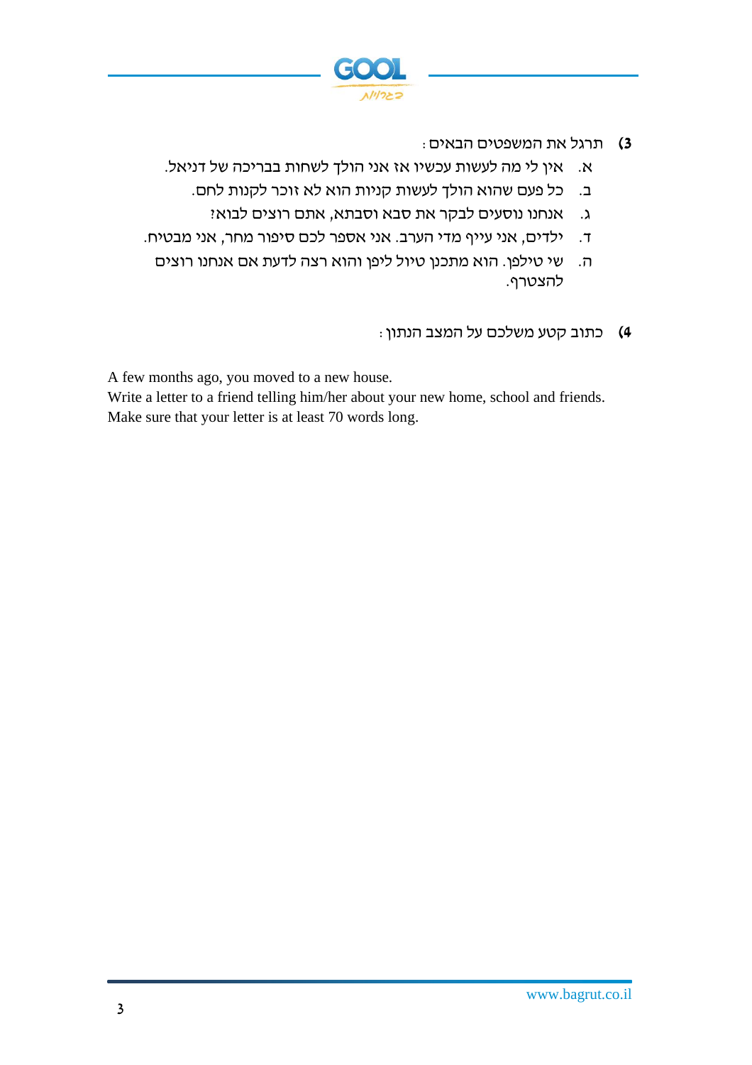**3)** תרגל את המשפטים הבאים:

א. אין לי מה לעשות עכשיו אז אני הולך לשחות בבריכה של דניאל.

ב. כל פעם שהוא הולך לעשות קניות הוא לא זוכר לקנות לחם.

ג. אנחנו נוסעים לבקר את סבא וסבתא, אתם רוצים לבוא?

ד. ילדים, אני עייף מדי הערב. אני אספר לכם סיפור מחר, אני מבטיח.

ה. שי טילפן. הוא מתכנן טיול ליפן והוא רצה לדעת אם אנחנו רוצים להצטרף.

**4)** כתוב קטע משלכם על המצב הנתון:

A few months ago, you moved to a new house.
Write a letter to a friend telling him/her about your new home, school and friends.
Make sure that your letter is at least 70 words long.